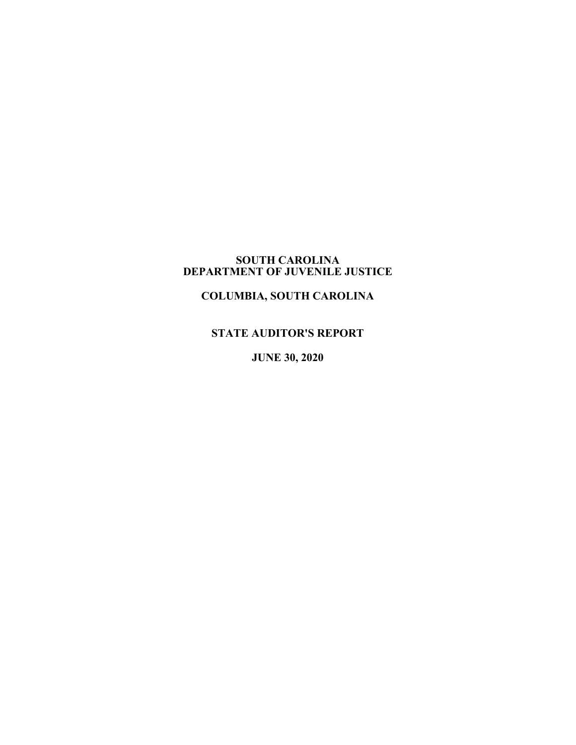# SOUTH CAROLINA
# DEPARTMENT OF JUVENILE JUSTICE

## COLUMBIA, SOUTH CAROLINA

## STATE AUDITOR'S REPORT

## JUNE 30, 2020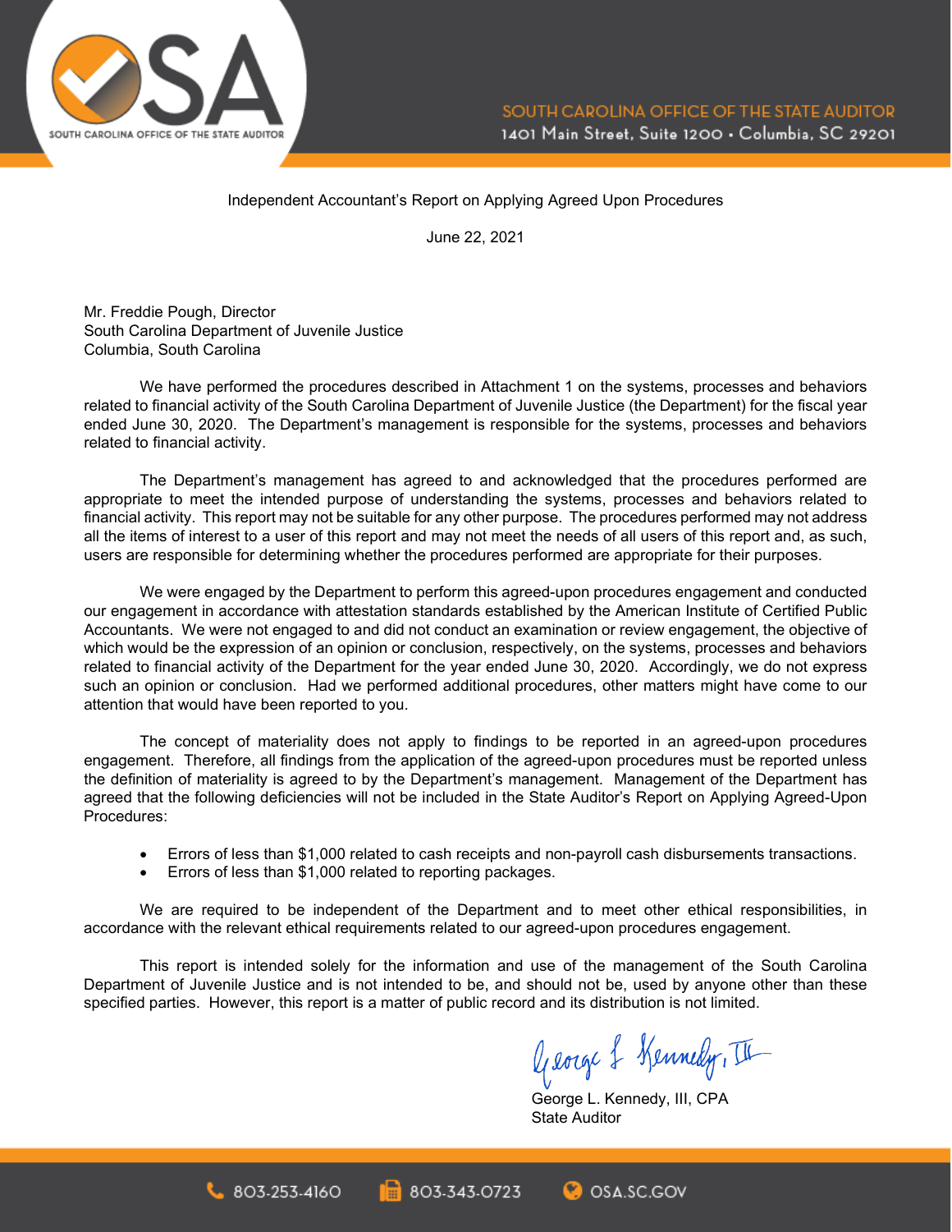SOUTH CAROLINA OFFICE OF THE STATE AUDITOR
1401 Main Street, Suite 1200 • Columbia, SC 29201

Independent Accountant's Report on Applying Agreed Upon Procedures

June 22, 2021

Mr. Freddie Pough, Director
South Carolina Department of Juvenile Justice
Columbia, South Carolina

We have performed the procedures described in Attachment 1 on the systems, processes and behaviors related to financial activity of the South Carolina Department of Juvenile Justice (the Department) for the fiscal year ended June 30, 2020. The Department's management is responsible for the systems, processes and behaviors related to financial activity.

The Department's management has agreed to and acknowledged that the procedures performed are appropriate to meet the intended purpose of understanding the systems, processes and behaviors related to financial activity. This report may not be suitable for any other purpose. The procedures performed may not address all the items of interest to a user of this report and may not meet the needs of all users of this report and, as such, users are responsible for determining whether the procedures performed are appropriate for their purposes.

We were engaged by the Department to perform this agreed-upon procedures engagement and conducted our engagement in accordance with attestation standards established by the American Institute of Certified Public Accountants. We were not engaged to and did not conduct an examination or review engagement, the objective of which would be the expression of an opinion or conclusion, respectively, on the systems, processes and behaviors related to financial activity of the Department for the year ended June 30, 2020. Accordingly, we do not express such an opinion or conclusion. Had we performed additional procedures, other matters might have come to our attention that would have been reported to you.

The concept of materiality does not apply to findings to be reported in an agreed-upon procedures engagement. Therefore, all findings from the application of the agreed-upon procedures must be reported unless the definition of materiality is agreed to by the Department's management. Management of the Department has agreed that the following deficiencies will not be included in the State Auditor's Report on Applying Agreed-Upon Procedures:

- Errors of less than $1,000 related to cash receipts and non-payroll cash disbursements transactions.
- Errors of less than $1,000 related to reporting packages.

We are required to be independent of the Department and to meet other ethical responsibilities, in accordance with the relevant ethical requirements related to our agreed-upon procedures engagement.

This report is intended solely for the information and use of the management of the South Carolina Department of Juvenile Justice and is not intended to be, and should not be, used by anyone other than these specified parties. However, this report is a matter of public record and its distribution is not limited.

George L. Kennedy, III, CPA
State Auditor

803-253-4160 803-343-0723 OSA.SC.GOV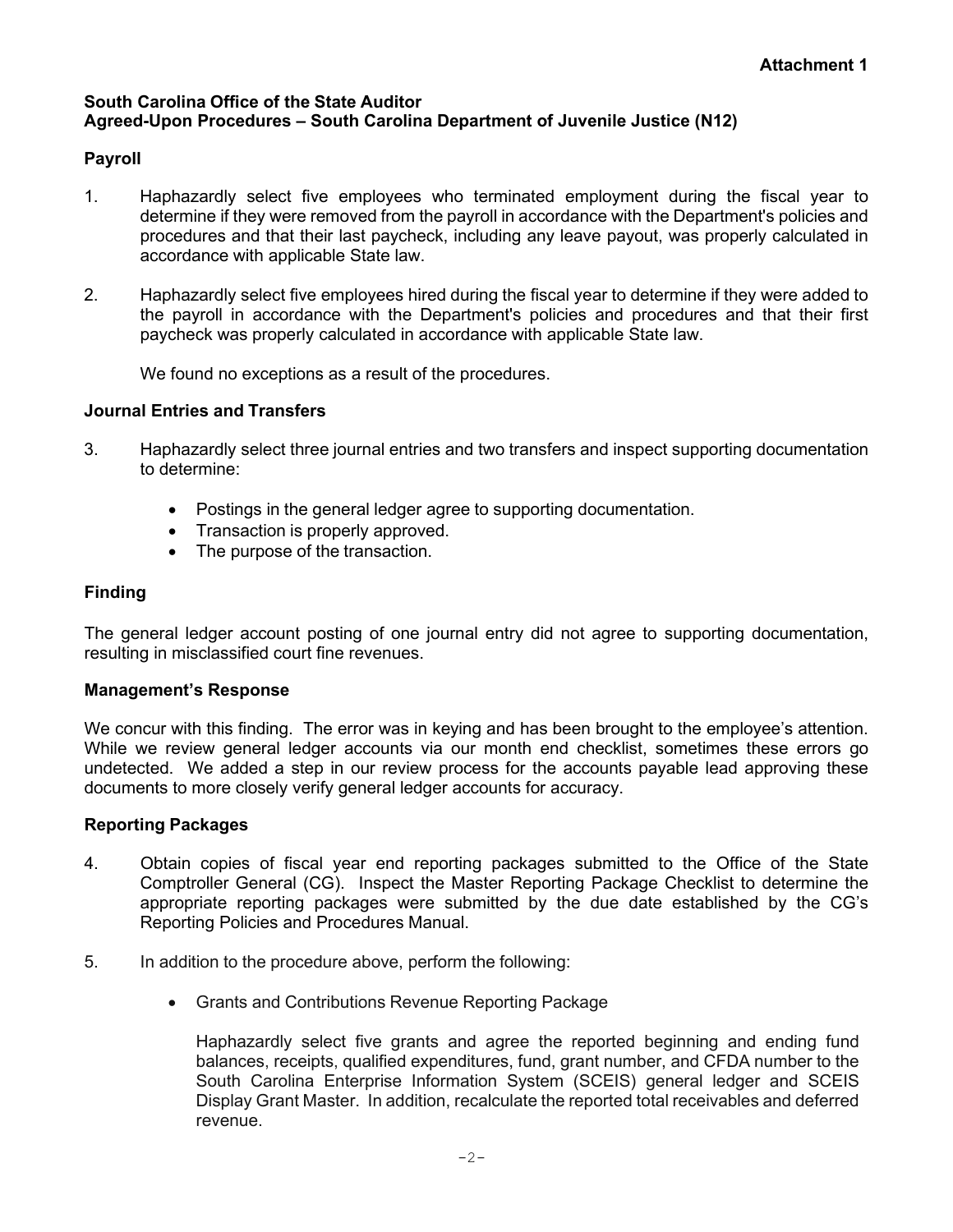**Attachment 1**

**South Carolina Office of the State Auditor**
**Agreed-Upon Procedures – South Carolina Department of Juvenile Justice (N12)**

## Payroll

1. Haphazardly select five employees who terminated employment during the fiscal year to determine if they were removed from the payroll in accordance with the Department's policies and procedures and that their last paycheck, including any leave payout, was properly calculated in accordance with applicable State law.

2. Haphazardly select five employees hired during the fiscal year to determine if they were added to the payroll in accordance with the Department's policies and procedures and that their first paycheck was properly calculated in accordance with applicable State law.

   We found no exceptions as a result of the procedures.

## Journal Entries and Transfers

3. Haphazardly select three journal entries and two transfers and inspect supporting documentation to determine:

   - Postings in the general ledger agree to supporting documentation.
   - Transaction is properly approved.
   - The purpose of the transaction.

## Finding

The general ledger account posting of one journal entry did not agree to supporting documentation, resulting in misclassified court fine revenues.

## Management's Response

We concur with this finding. The error was in keying and has been brought to the employee's attention. While we review general ledger accounts via our month end checklist, sometimes these errors go undetected. We added a step in our review process for the accounts payable lead approving these documents to more closely verify general ledger accounts for accuracy.

## Reporting Packages

4. Obtain copies of fiscal year end reporting packages submitted to the Office of the State Comptroller General (CG). Inspect the Master Reporting Package Checklist to determine the appropriate reporting packages were submitted by the due date established by the CG's Reporting Policies and Procedures Manual.

5. In addition to the procedure above, perform the following:

   - Grants and Contributions Revenue Reporting Package

     Haphazardly select five grants and agree the reported beginning and ending fund balances, receipts, qualified expenditures, fund, grant number, and CFDA number to the South Carolina Enterprise Information System (SCEIS) general ledger and SCEIS Display Grant Master. In addition, recalculate the reported total receivables and deferred revenue.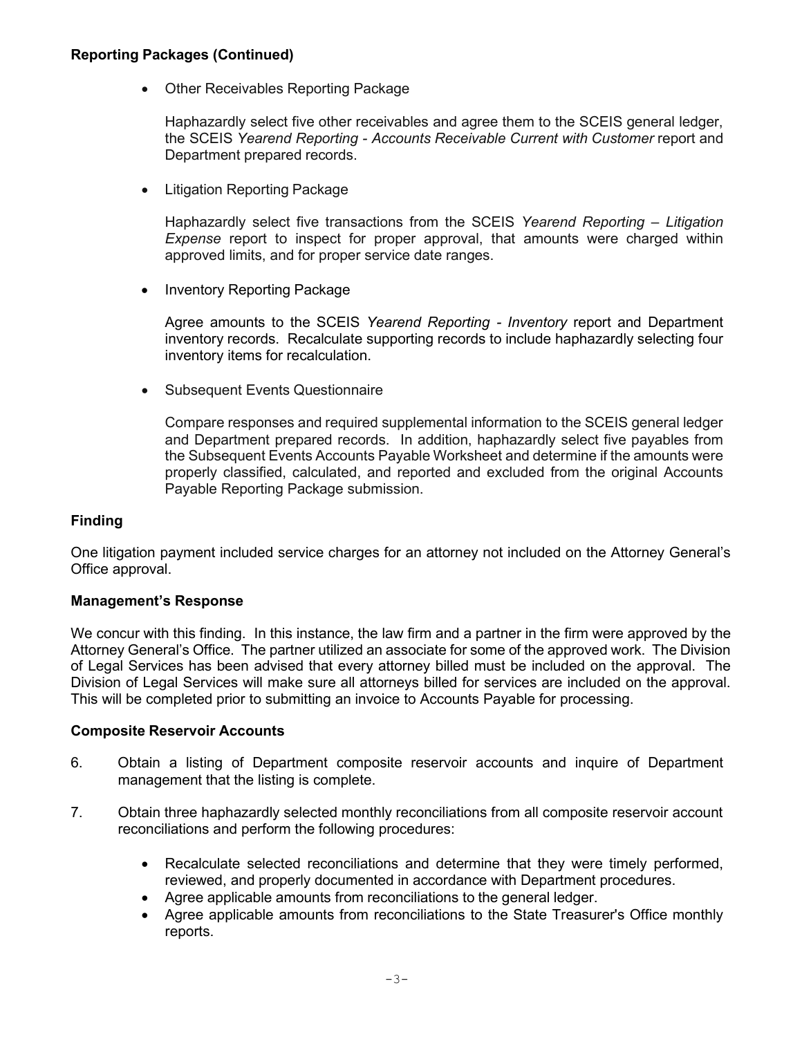### Reporting Packages (Continued)

- Other Receivables Reporting Package

  Haphazardly select five other receivables and agree them to the SCEIS general ledger, the SCEIS *Yearend Reporting - Accounts Receivable Current with Customer* report and Department prepared records.

- Litigation Reporting Package

  Haphazardly select five transactions from the SCEIS *Yearend Reporting – Litigation Expense* report to inspect for proper approval, that amounts were charged within approved limits, and for proper service date ranges.

- Inventory Reporting Package

  Agree amounts to the SCEIS *Yearend Reporting - Inventory* report and Department inventory records. Recalculate supporting records to include haphazardly selecting four inventory items for recalculation.

- Subsequent Events Questionnaire

  Compare responses and required supplemental information to the SCEIS general ledger and Department prepared records. In addition, haphazardly select five payables from the Subsequent Events Accounts Payable Worksheet and determine if the amounts were properly classified, calculated, and reported and excluded from the original Accounts Payable Reporting Package submission.

### Finding

One litigation payment included service charges for an attorney not included on the Attorney General's Office approval.

### Management's Response

We concur with this finding. In this instance, the law firm and a partner in the firm were approved by the Attorney General's Office. The partner utilized an associate for some of the approved work. The Division of Legal Services has been advised that every attorney billed must be included on the approval. The Division of Legal Services will make sure all attorneys billed for services are included on the approval. This will be completed prior to submitting an invoice to Accounts Payable for processing.

### Composite Reservoir Accounts

6. Obtain a listing of Department composite reservoir accounts and inquire of Department management that the listing is complete.

7. Obtain three haphazardly selected monthly reconciliations from all composite reservoir account reconciliations and perform the following procedures:

   - Recalculate selected reconciliations and determine that they were timely performed, reviewed, and properly documented in accordance with Department procedures.
   - Agree applicable amounts from reconciliations to the general ledger.
   - Agree applicable amounts from reconciliations to the State Treasurer's Office monthly reports.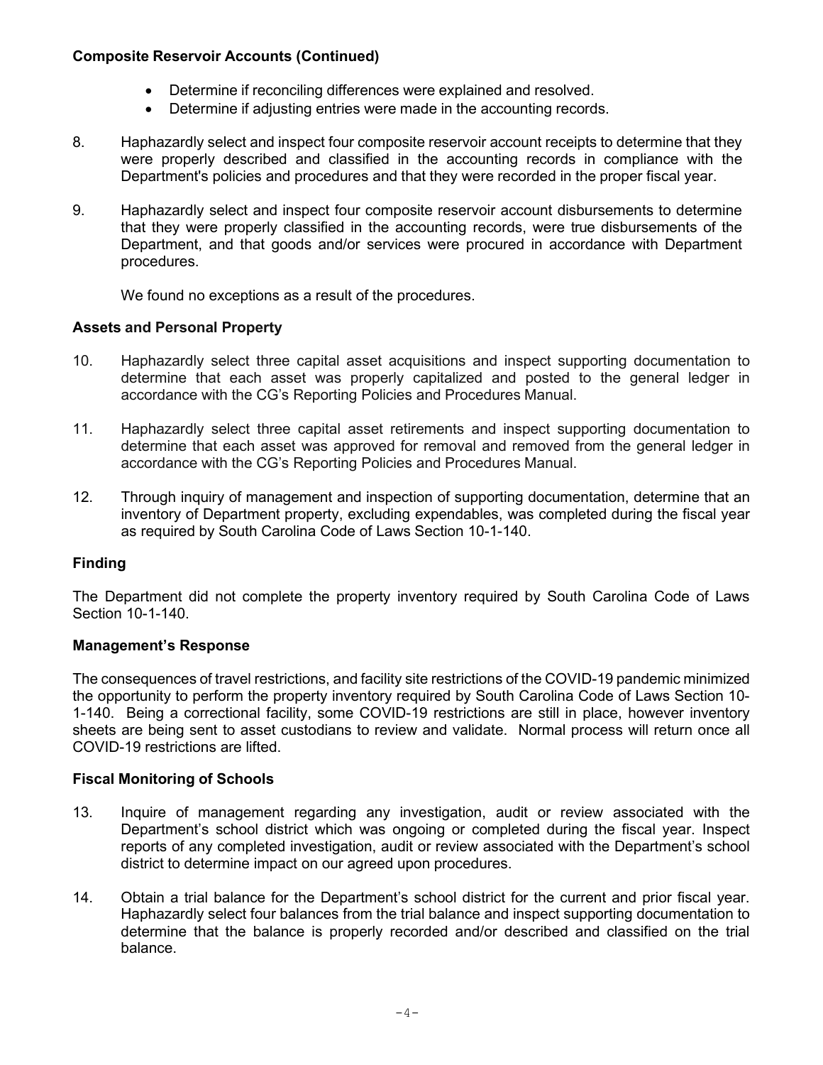**Composite Reservoir Accounts (Continued)**

- Determine if reconciling differences were explained and resolved.
- Determine if adjusting entries were made in the accounting records.

8. Haphazardly select and inspect four composite reservoir account receipts to determine that they were properly described and classified in the accounting records in compliance with the Department's policies and procedures and that they were recorded in the proper fiscal year.

9. Haphazardly select and inspect four composite reservoir account disbursements to determine that they were properly classified in the accounting records, were true disbursements of the Department, and that goods and/or services were procured in accordance with Department procedures.

   We found no exceptions as a result of the procedures.

**Assets and Personal Property**

10. Haphazardly select three capital asset acquisitions and inspect supporting documentation to determine that each asset was properly capitalized and posted to the general ledger in accordance with the CG's Reporting Policies and Procedures Manual.

11. Haphazardly select three capital asset retirements and inspect supporting documentation to determine that each asset was approved for removal and removed from the general ledger in accordance with the CG's Reporting Policies and Procedures Manual.

12. Through inquiry of management and inspection of supporting documentation, determine that an inventory of Department property, excluding expendables, was completed during the fiscal year as required by South Carolina Code of Laws Section 10-1-140.

**Finding**

The Department did not complete the property inventory required by South Carolina Code of Laws Section 10-1-140.

**Management's Response**

The consequences of travel restrictions, and facility site restrictions of the COVID-19 pandemic minimized the opportunity to perform the property inventory required by South Carolina Code of Laws Section 10-1-140. Being a correctional facility, some COVID-19 restrictions are still in place, however inventory sheets are being sent to asset custodians to review and validate. Normal process will return once all COVID-19 restrictions are lifted.

**Fiscal Monitoring of Schools**

13. Inquire of management regarding any investigation, audit or review associated with the Department's school district which was ongoing or completed during the fiscal year. Inspect reports of any completed investigation, audit or review associated with the Department's school district to determine impact on our agreed upon procedures.

14. Obtain a trial balance for the Department's school district for the current and prior fiscal year. Haphazardly select four balances from the trial balance and inspect supporting documentation to determine that the balance is properly recorded and/or described and classified on the trial balance.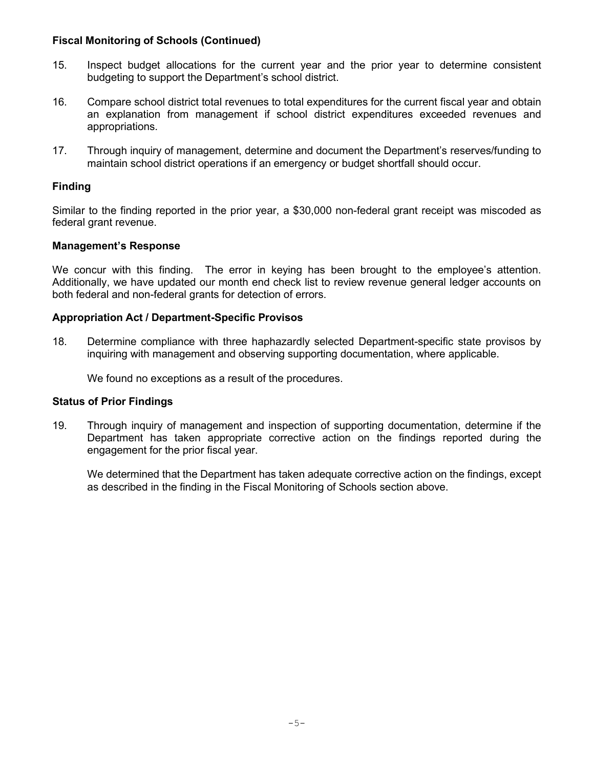### Fiscal Monitoring of Schools (Continued)

15. Inspect budget allocations for the current year and the prior year to determine consistent budgeting to support the Department's school district.

16. Compare school district total revenues to total expenditures for the current fiscal year and obtain an explanation from management if school district expenditures exceeded revenues and appropriations.

17. Through inquiry of management, determine and document the Department's reserves/funding to maintain school district operations if an emergency or budget shortfall should occur.

### Finding

Similar to the finding reported in the prior year, a $30,000 non-federal grant receipt was miscoded as federal grant revenue.

### Management's Response

We concur with this finding. The error in keying has been brought to the employee's attention. Additionally, we have updated our month end check list to review revenue general ledger accounts on both federal and non-federal grants for detection of errors.

### Appropriation Act / Department-Specific Provisos

18. Determine compliance with three haphazardly selected Department-specific state provisos by inquiring with management and observing supporting documentation, where applicable.

    We found no exceptions as a result of the procedures.

### Status of Prior Findings

19. Through inquiry of management and inspection of supporting documentation, determine if the Department has taken appropriate corrective action on the findings reported during the engagement for the prior fiscal year.

    We determined that the Department has taken adequate corrective action on the findings, except as described in the finding in the Fiscal Monitoring of Schools section above.